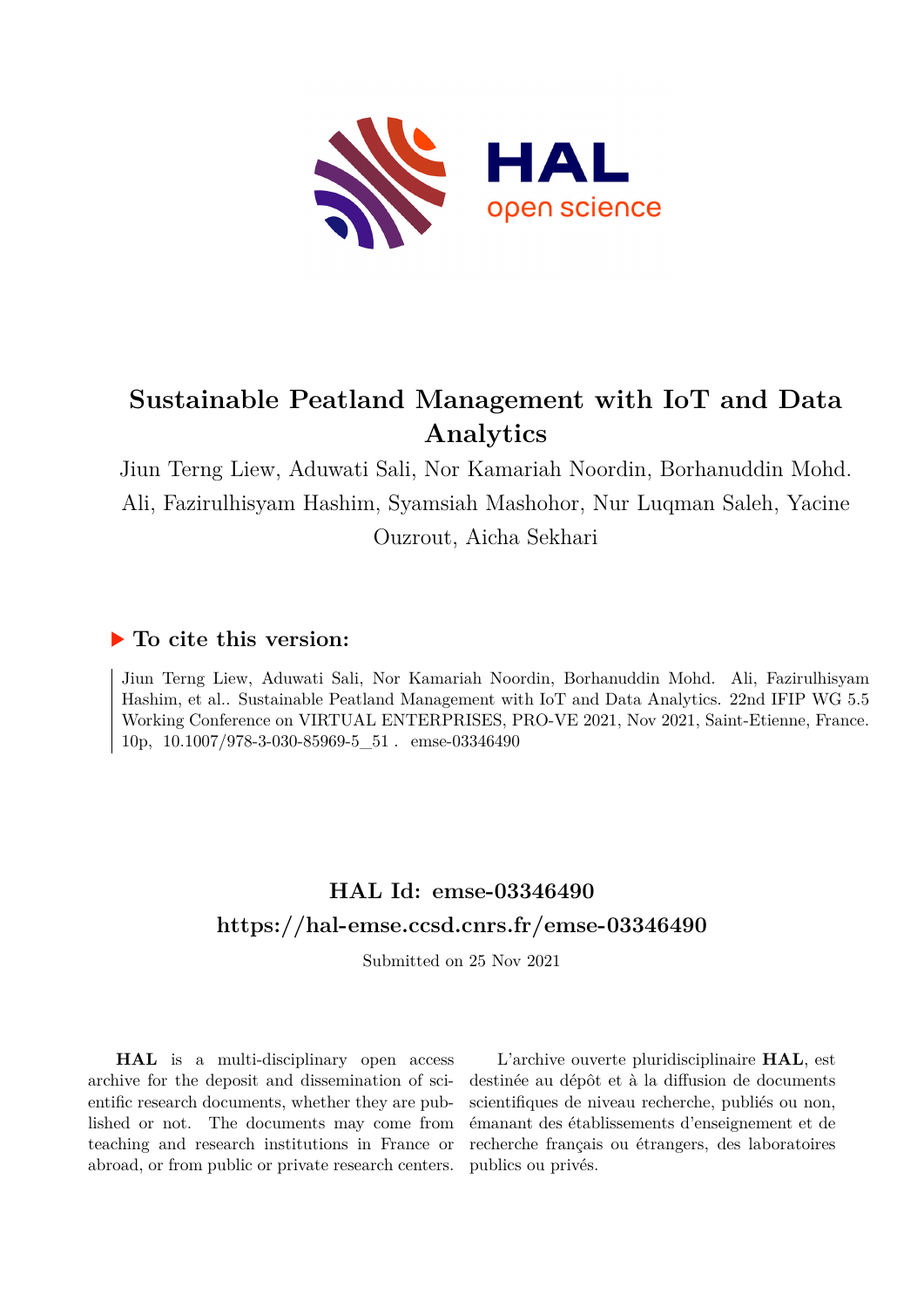# Sustainable Peatland Management with IoT and Data Analytics

Jiun Terng Liew, Aduwati Sali, Nor Kamariah Noordin, Borhanuddin Mohd. Ali, Fazirulhisyam Hashim, Syamsiah Mashohor, Nur Luqman Saleh, Yacine Ouzrout, Aicha Sekhari

## ▶ To cite this version:

Jiun Terng Liew, Aduwati Sali, Nor Kamariah Noordin, Borhanuddin Mohd. Ali, Fazirulhisyam Hashim, et al.. Sustainable Peatland Management with IoT and Data Analytics. 22nd IFIP WG 5.5 Working Conference on VIRTUAL ENTERPRISES, PRO-VE 2021, Nov 2021, Saint-Etienne, France. 10p, 10.1007/978-3-030-85969-5_51 . emse-03346490

## HAL Id: emse-03346490
## https://hal-emse.ccsd.cnrs.fr/emse-03346490

Submitted on 25 Nov 2021

**HAL** is a multi-disciplinary open access archive for the deposit and dissemination of scientific research documents, whether they are published or not. The documents may come from teaching and research institutions in France or abroad, or from public or private research centers.

L'archive ouverte pluridisciplinaire **HAL**, est destinée au dépôt et à la diffusion de documents scientifiques de niveau recherche, publiés ou non, émanant des établissements d'enseignement et de recherche français ou étrangers, des laboratoires publics ou privés.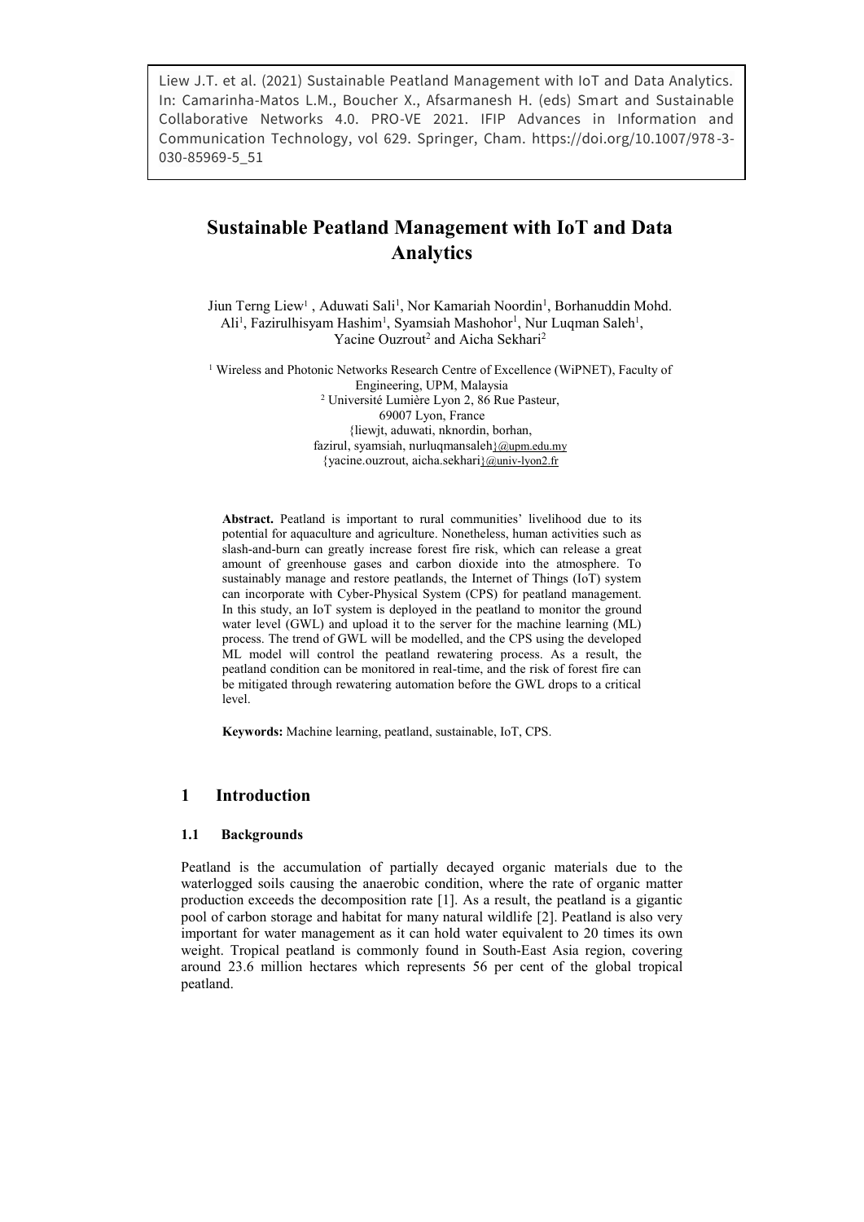Liew J.T. et al. (2021) Sustainable Peatland Management with IoT and Data Analytics. In: Camarinha-Matos L.M., Boucher X., Afsarmanesh H. (eds) Smart and Sustainable Collaborative Networks 4.0. PRO-VE 2021. IFIP Advances in Information and Communication Technology, vol 629. Springer, Cham. https://doi.org/10.1007/978-3-030-85969-5_51

# Sustainable Peatland Management with IoT and Data Analytics

Jiun Terng Liew[1], Aduwati Sali[1], Nor Kamariah Noordin[1], Borhanuddin Mohd. Ali[1], Fazirulhisyam Hashim[1], Syamsiah Mashohor[1], Nur Luqman Saleh[1], Yacine Ouzrout[2] and Aicha Sekhari[2]

[1] Wireless and Photonic Networks Research Centre of Excellence (WiPNET), Faculty of Engineering, UPM, Malaysia
[2] Université Lumière Lyon 2, 86 Rue Pasteur, 69007 Lyon, France
{liewjt, aduwati, nknordin, borhan, fazirul, syamsiah, nurluqmansaleh}@upm.edu.my
{yacine.ouzrout, aicha.sekhari}@univ-lyon2.fr

**Abstract.** Peatland is important to rural communities' livelihood due to its potential for aquaculture and agriculture. Nonetheless, human activities such as slash-and-burn can greatly increase forest fire risk, which can release a great amount of greenhouse gases and carbon dioxide into the atmosphere. To sustainably manage and restore peatlands, the Internet of Things (IoT) system can incorporate with Cyber-Physical System (CPS) for peatland management. In this study, an IoT system is deployed in the peatland to monitor the ground water level (GWL) and upload it to the server for the machine learning (ML) process. The trend of GWL will be modelled, and the CPS using the developed ML model will control the peatland rewatering process. As a result, the peatland condition can be monitored in real-time, and the risk of forest fire can be mitigated through rewatering automation before the GWL drops to a critical level.

**Keywords:** Machine learning, peatland, sustainable, IoT, CPS.

## 1 Introduction

### 1.1 Backgrounds

Peatland is the accumulation of partially decayed organic materials due to the waterlogged soils causing the anaerobic condition, where the rate of organic matter production exceeds the decomposition rate [1]. As a result, the peatland is a gigantic pool of carbon storage and habitat for many natural wildlife [2]. Peatland is also very important for water management as it can hold water equivalent to 20 times its own weight. Tropical peatland is commonly found in South-East Asia region, covering around 23.6 million hectares which represents 56 per cent of the global tropical peatland.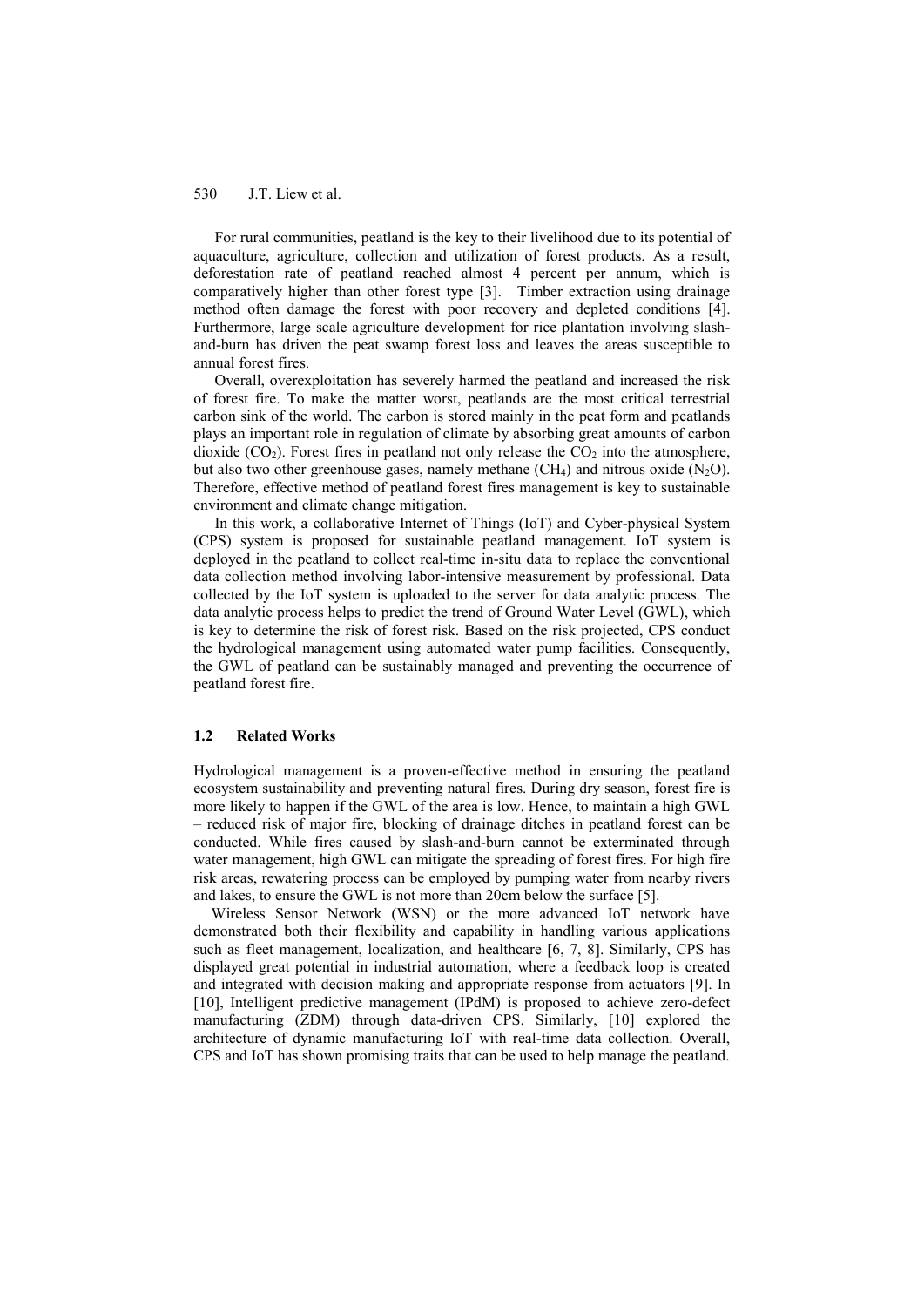For rural communities, peatland is the key to their livelihood due to its potential of aquaculture, agriculture, collection and utilization of forest products. As a result, deforestation rate of peatland reached almost 4 percent per annum, which is comparatively higher than other forest type [3]. Timber extraction using drainage method often damage the forest with poor recovery and depleted conditions [4]. Furthermore, large scale agriculture development for rice plantation involving slash-and-burn has driven the peat swamp forest loss and leaves the areas susceptible to annual forest fires.

Overall, overexploitation has severely harmed the peatland and increased the risk of forest fire. To make the matter worst, peatlands are the most critical terrestrial carbon sink of the world. The carbon is stored mainly in the peat form and peatlands plays an important role in regulation of climate by absorbing great amounts of carbon dioxide ($CO_2$). Forest fires in peatland not only release the $CO_2$ into the atmosphere, but also two other greenhouse gases, namely methane ($CH_4$) and nitrous oxide ($N_2O$). Therefore, effective method of peatland forest fires management is key to sustainable environment and climate change mitigation.

In this work, a collaborative Internet of Things (IoT) and Cyber-physical System (CPS) system is proposed for sustainable peatland management. IoT system is deployed in the peatland to collect real-time in-situ data to replace the conventional data collection method involving labor-intensive measurement by professional. Data collected by the IoT system is uploaded to the server for data analytic process. The data analytic process helps to predict the trend of Ground Water Level (GWL), which is key to determine the risk of forest risk. Based on the risk projected, CPS conduct the hydrological management using automated water pump facilities. Consequently, the GWL of peatland can be sustainably managed and preventing the occurrence of peatland forest fire.

### 1.2 Related Works

Hydrological management is a proven-effective method in ensuring the peatland ecosystem sustainability and preventing natural fires. During dry season, forest fire is more likely to happen if the GWL of the area is low. Hence, to maintain a high GWL – reduced risk of major fire, blocking of drainage ditches in peatland forest can be conducted. While fires caused by slash-and-burn cannot be exterminated through water management, high GWL can mitigate the spreading of forest fires. For high fire risk areas, rewatering process can be employed by pumping water from nearby rivers and lakes, to ensure the GWL is not more than 20cm below the surface [5].

Wireless Sensor Network (WSN) or the more advanced IoT network have demonstrated both their flexibility and capability in handling various applications such as fleet management, localization, and healthcare [6, 7, 8]. Similarly, CPS has displayed great potential in industrial automation, where a feedback loop is created and integrated with decision making and appropriate response from actuators [9]. In [10], Intelligent predictive management (IPdM) is proposed to achieve zero-defect manufacturing (ZDM) through data-driven CPS. Similarly, [10] explored the architecture of dynamic manufacturing IoT with real-time data collection. Overall, CPS and IoT has shown promising traits that can be used to help manage the peatland.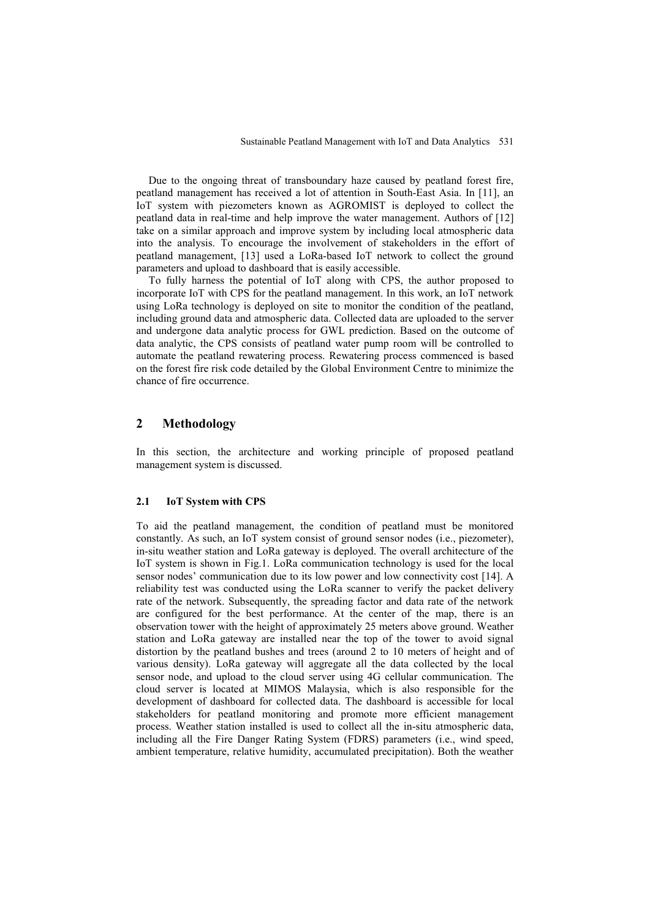Due to the ongoing threat of transboundary haze caused by peatland forest fire, peatland management has received a lot of attention in South-East Asia. In [11], an IoT system with piezometers known as AGROMIST is deployed to collect the peatland data in real-time and help improve the water management. Authors of [12] take on a similar approach and improve system by including local atmospheric data into the analysis. To encourage the involvement of stakeholders in the effort of peatland management, [13] used a LoRa-based IoT network to collect the ground parameters and upload to dashboard that is easily accessible.

To fully harness the potential of IoT along with CPS, the author proposed to incorporate IoT with CPS for the peatland management. In this work, an IoT network using LoRa technology is deployed on site to monitor the condition of the peatland, including ground data and atmospheric data. Collected data are uploaded to the server and undergone data analytic process for GWL prediction. Based on the outcome of data analytic, the CPS consists of peatland water pump room will be controlled to automate the peatland rewatering process. Rewatering process commenced is based on the forest fire risk code detailed by the Global Environment Centre to minimize the chance of fire occurrence.

## 2 Methodology

In this section, the architecture and working principle of proposed peatland management system is discussed.

### 2.1 IoT System with CPS

To aid the peatland management, the condition of peatland must be monitored constantly. As such, an IoT system consist of ground sensor nodes (i.e., piezometer), in-situ weather station and LoRa gateway is deployed. The overall architecture of the IoT system is shown in Fig.1. LoRa communication technology is used for the local sensor nodes' communication due to its low power and low connectivity cost [14]. A reliability test was conducted using the LoRa scanner to verify the packet delivery rate of the network. Subsequently, the spreading factor and data rate of the network are configured for the best performance. At the center of the map, there is an observation tower with the height of approximately 25 meters above ground. Weather station and LoRa gateway are installed near the top of the tower to avoid signal distortion by the peatland bushes and trees (around 2 to 10 meters of height and of various density). LoRa gateway will aggregate all the data collected by the local sensor node, and upload to the cloud server using 4G cellular communication. The cloud server is located at MIMOS Malaysia, which is also responsible for the development of dashboard for collected data. The dashboard is accessible for local stakeholders for peatland monitoring and promote more efficient management process. Weather station installed is used to collect all the in-situ atmospheric data, including all the Fire Danger Rating System (FDRS) parameters (i.e., wind speed, ambient temperature, relative humidity, accumulated precipitation). Both the weather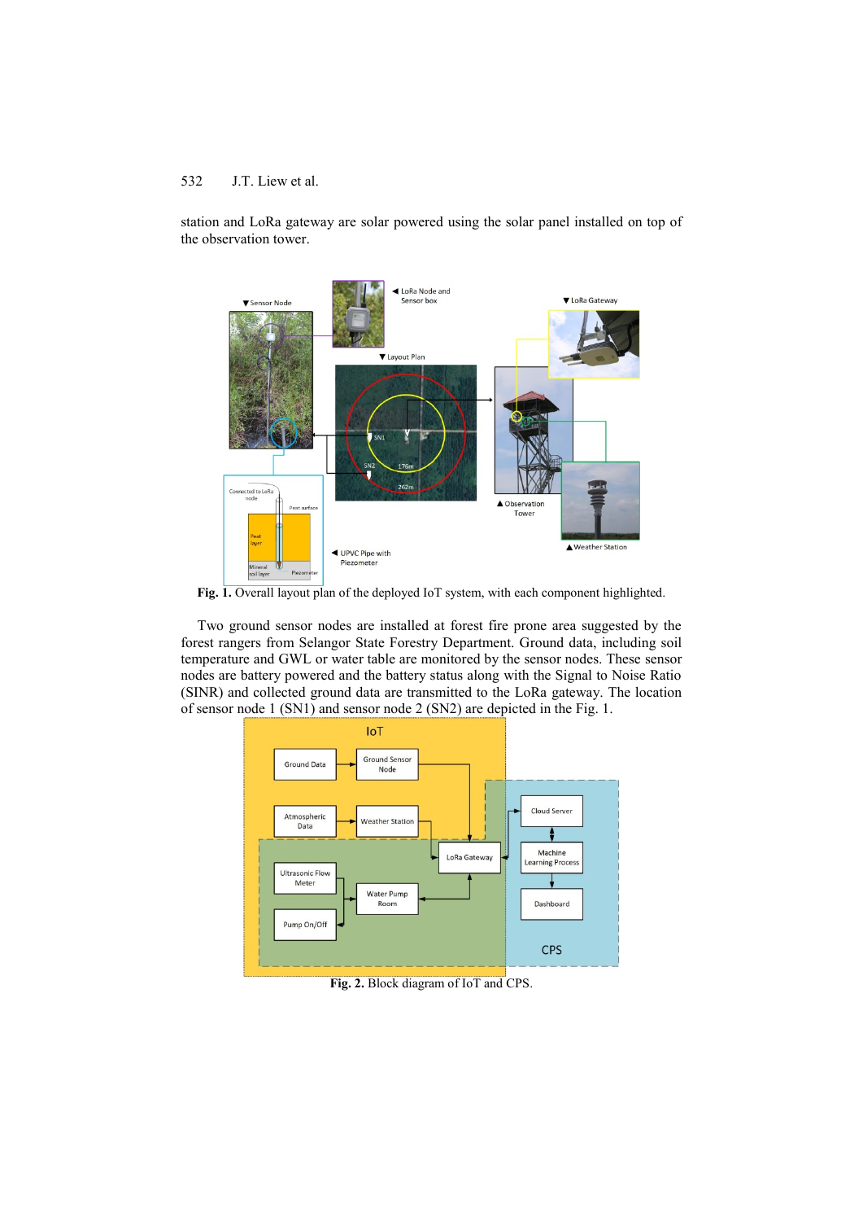station and LoRa gateway are solar powered using the solar panel installed on top of the observation tower.

**Fig. 1.** Overall layout plan of the deployed IoT system, with each component highlighted.

Two ground sensor nodes are installed at forest fire prone area suggested by the forest rangers from Selangor State Forestry Department. Ground data, including soil temperature and GWL or water table are monitored by the sensor nodes. These sensor nodes are battery powered and the battery status along with the Signal to Noise Ratio (SINR) and collected ground data are transmitted to the LoRa gateway. The location of sensor node 1 (SN1) and sensor node 2 (SN2) are depicted in the Fig. 1.

**Fig. 2.** Block diagram of IoT and CPS.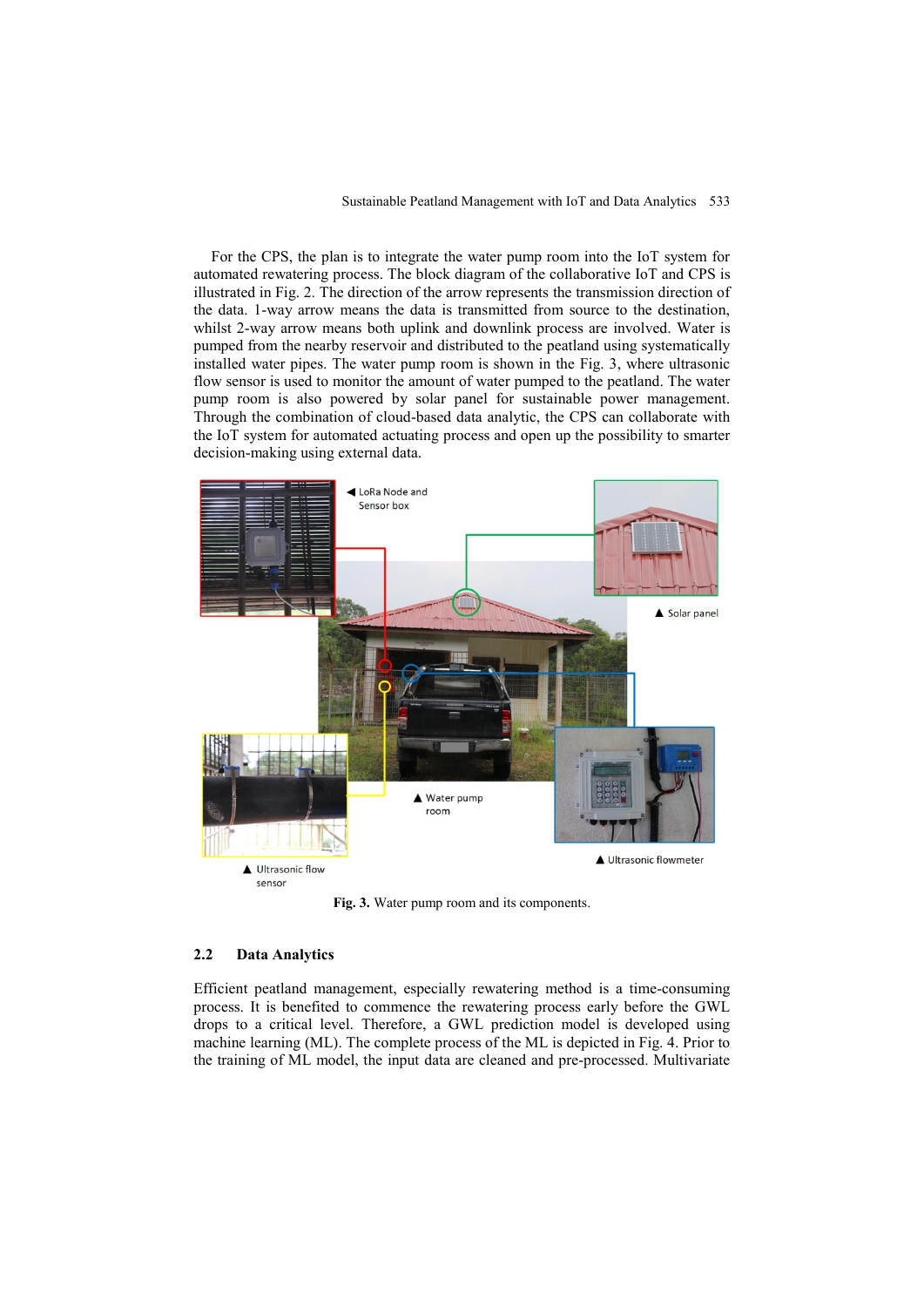For the CPS, the plan is to integrate the water pump room into the IoT system for automated rewatering process. The block diagram of the collaborative IoT and CPS is illustrated in Fig. 2. The direction of the arrow represents the transmission direction of the data. 1-way arrow means the data is transmitted from source to the destination, whilst 2-way arrow means both uplink and downlink process are involved. Water is pumped from the nearby reservoir and distributed to the peatland using systematically installed water pipes. The water pump room is shown in the Fig. 3, where ultrasonic flow sensor is used to monitor the amount of water pumped to the peatland. The water pump room is also powered by solar panel for sustainable power management. Through the combination of cloud-based data analytic, the CPS can collaborate with the IoT system for automated actuating process and open up the possibility to smarter decision-making using external data.

**Fig. 3.** Water pump room and its components.

### 2.2 Data Analytics

Efficient peatland management, especially rewatering method is a time-consuming process. It is benefited to commence the rewatering process early before the GWL drops to a critical level. Therefore, a GWL prediction model is developed using machine learning (ML). The complete process of the ML is depicted in Fig. 4. Prior to the training of ML model, the input data are cleaned and pre-processed. Multivariate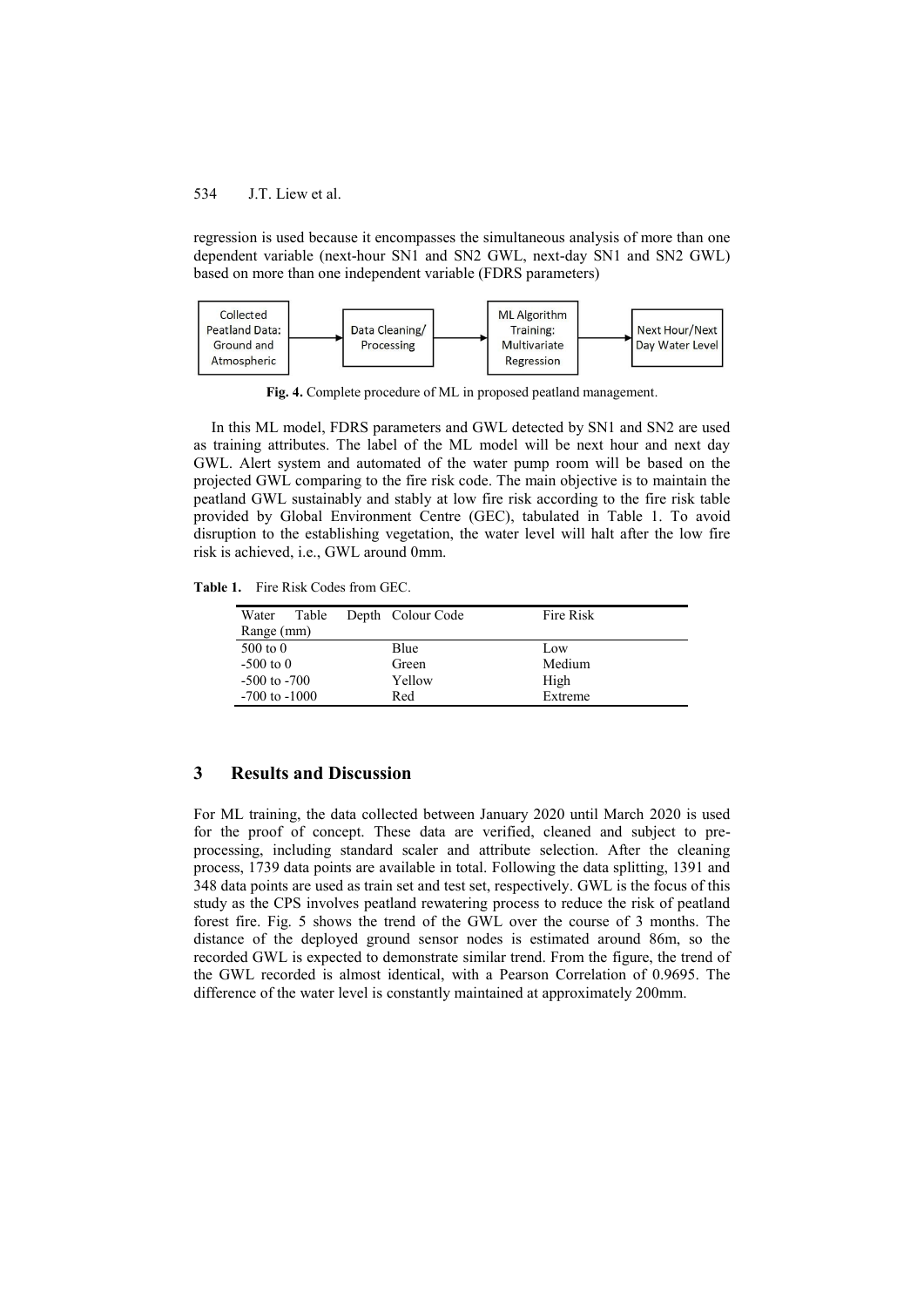regression is used because it encompasses the simultaneous analysis of more than one dependent variable (next-hour SN1 and SN2 GWL, next-day SN1 and SN2 GWL) based on more than one independent variable (FDRS parameters)

Collected Peatland Data: Ground and Atmospheric → Data Cleaning/ Processing → ML Algorithm Training: Multivariate Regression → Next Hour/Next Day Water Level

**Fig. 4.** Complete procedure of ML in proposed peatland management.

In this ML model, FDRS parameters and GWL detected by SN1 and SN2 are used as training attributes. The label of the ML model will be next hour and next day GWL. Alert system and automated of the water pump room will be based on the projected GWL comparing to the fire risk code. The main objective is to maintain the peatland GWL sustainably and stably at low fire risk according to the fire risk table provided by Global Environment Centre (GEC), tabulated in Table 1. To avoid disruption to the establishing vegetation, the water level will halt after the low fire risk is achieved, i.e., GWL around 0mm.

**Table 1.** Fire Risk Codes from GEC.

| Water Table Depth Range (mm) | Colour Code | Fire Risk |
|---|---|---|
| 500 to 0 | Blue | Low |
| -500 to 0 | Green | Medium |
| -500 to -700 | Yellow | High |
| -700 to -1000 | Red | Extreme |

## 3 Results and Discussion

For ML training, the data collected between January 2020 until March 2020 is used for the proof of concept. These data are verified, cleaned and subject to pre-processing, including standard scaler and attribute selection. After the cleaning process, 1739 data points are available in total. Following the data splitting, 1391 and 348 data points are used as train set and test set, respectively. GWL is the focus of this study as the CPS involves peatland rewatering process to reduce the risk of peatland forest fire. Fig. 5 shows the trend of the GWL over the course of 3 months. The distance of the deployed ground sensor nodes is estimated around 86m, so the recorded GWL is expected to demonstrate similar trend. From the figure, the trend of the GWL recorded is almost identical, with a Pearson Correlation of 0.9695. The difference of the water level is constantly maintained at approximately 200mm.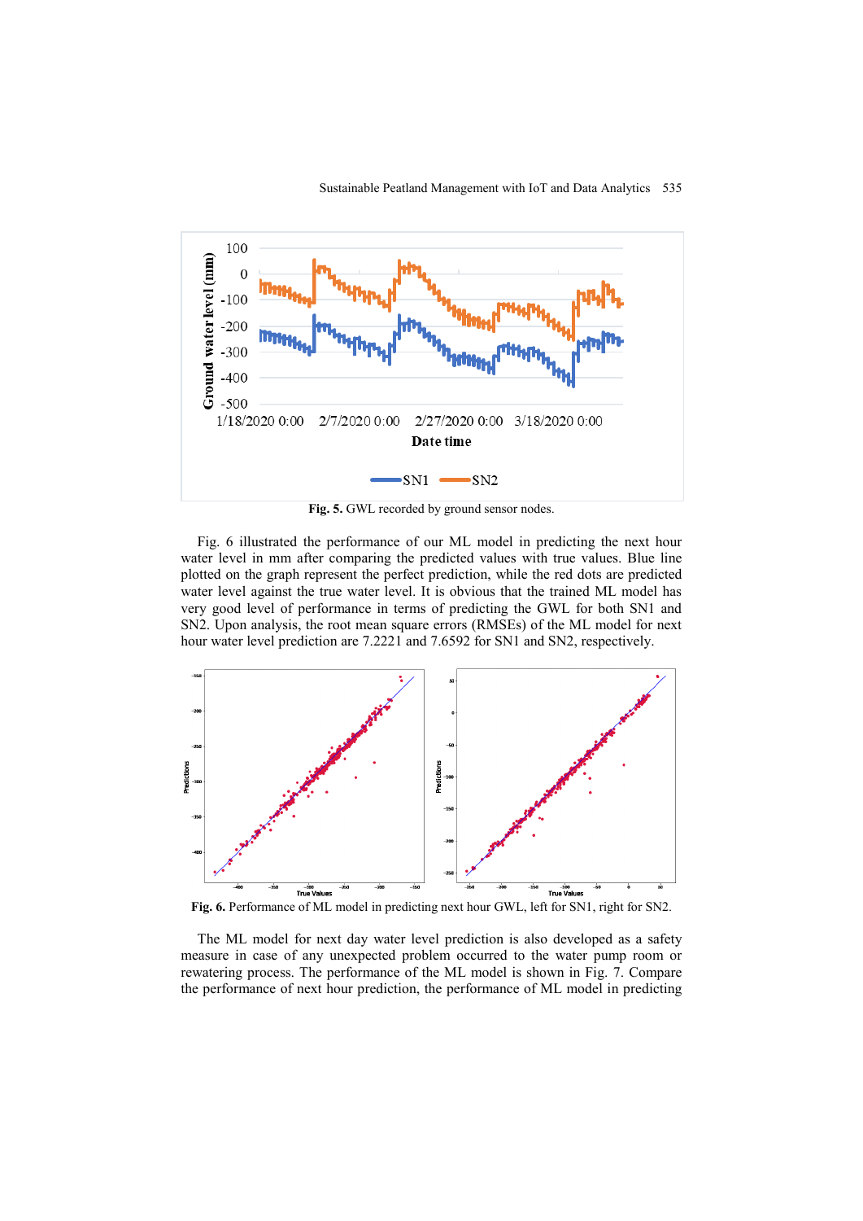**Fig. 5.** GWL recorded by ground sensor nodes.

Fig. 6 illustrated the performance of our ML model in predicting the next hour water level in mm after comparing the predicted values with true values. Blue line plotted on the graph represent the perfect prediction, while the red dots are predicted water level against the true water level. It is obvious that the trained ML model has very good level of performance in terms of predicting the GWL for both SN1 and SN2. Upon analysis, the root mean square errors (RMSEs) of the ML model for next hour water level prediction are 7.2221 and 7.6592 for SN1 and SN2, respectively.

**Fig. 6.** Performance of ML model in predicting next hour GWL, left for SN1, right for SN2.

The ML model for next day water level prediction is also developed as a safety measure in case of any unexpected problem occurred to the water pump room or rewatering process. The performance of the ML model is shown in Fig. 7. Compare the performance of next hour prediction, the performance of ML model in predicting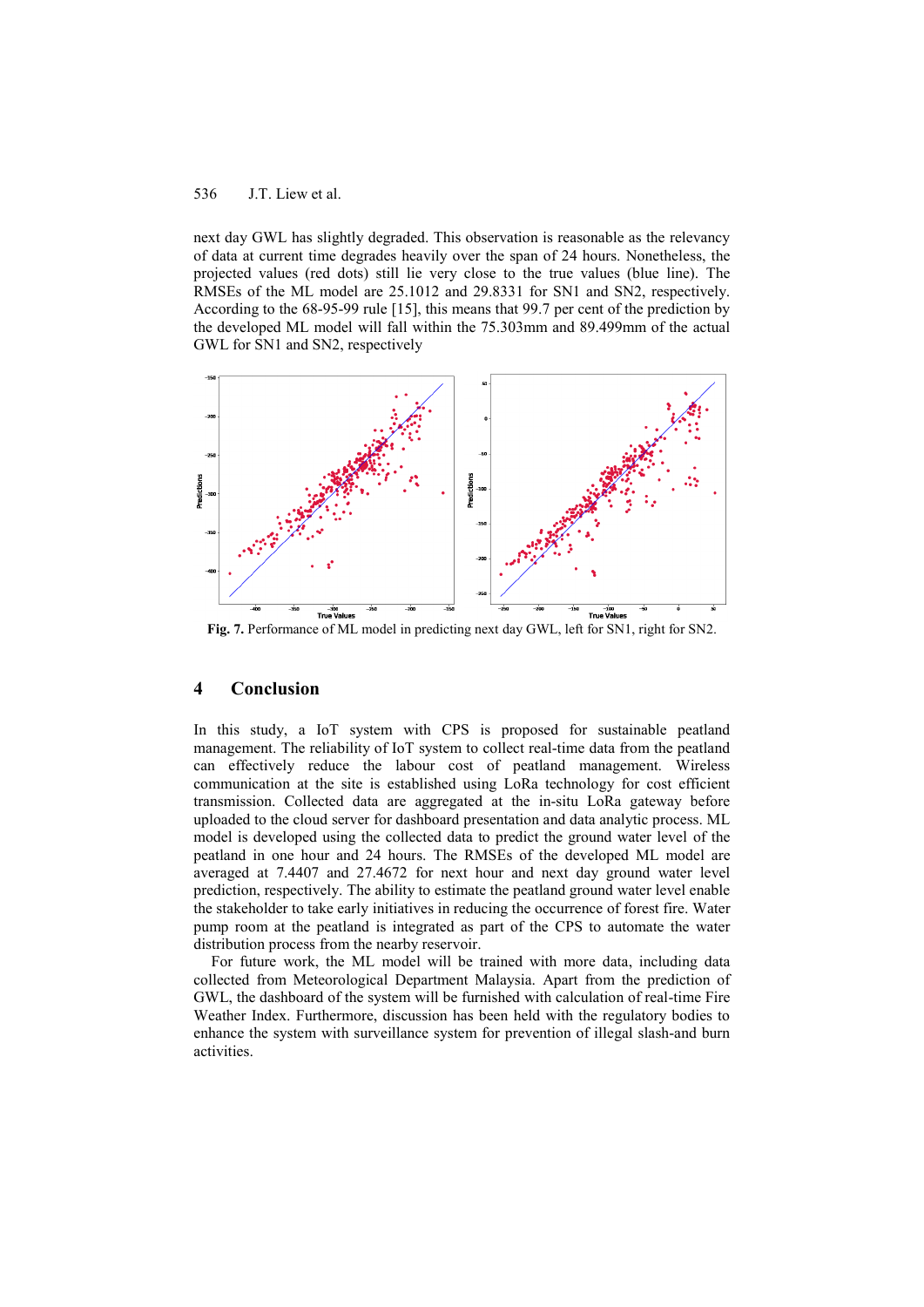next day GWL has slightly degraded. This observation is reasonable as the relevancy of data at current time degrades heavily over the span of 24 hours. Nonetheless, the projected values (red dots) still lie very close to the true values (blue line). The RMSEs of the ML model are 25.1012 and 29.8331 for SN1 and SN2, respectively. According to the 68-95-99 rule [15], this means that 99.7 per cent of the prediction by the developed ML model will fall within the 75.303mm and 89.499mm of the actual GWL for SN1 and SN2, respectively

**Fig. 7.** Performance of ML model in predicting next day GWL, left for SN1, right for SN2.

## 4 Conclusion

In this study, a IoT system with CPS is proposed for sustainable peatland management. The reliability of IoT system to collect real-time data from the peatland can effectively reduce the labour cost of peatland management. Wireless communication at the site is established using LoRa technology for cost efficient transmission. Collected data are aggregated at the in-situ LoRa gateway before uploaded to the cloud server for dashboard presentation and data analytic process. ML model is developed using the collected data to predict the ground water level of the peatland in one hour and 24 hours. The RMSEs of the developed ML model are averaged at 7.4407 and 27.4672 for next hour and next day ground water level prediction, respectively. The ability to estimate the peatland ground water level enable the stakeholder to take early initiatives in reducing the occurrence of forest fire. Water pump room at the peatland is integrated as part of the CPS to automate the water distribution process from the nearby reservoir.

For future work, the ML model will be trained with more data, including data collected from Meteorological Department Malaysia. Apart from the prediction of GWL, the dashboard of the system will be furnished with calculation of real-time Fire Weather Index. Furthermore, discussion has been held with the regulatory bodies to enhance the system with surveillance system for prevention of illegal slash-and burn activities.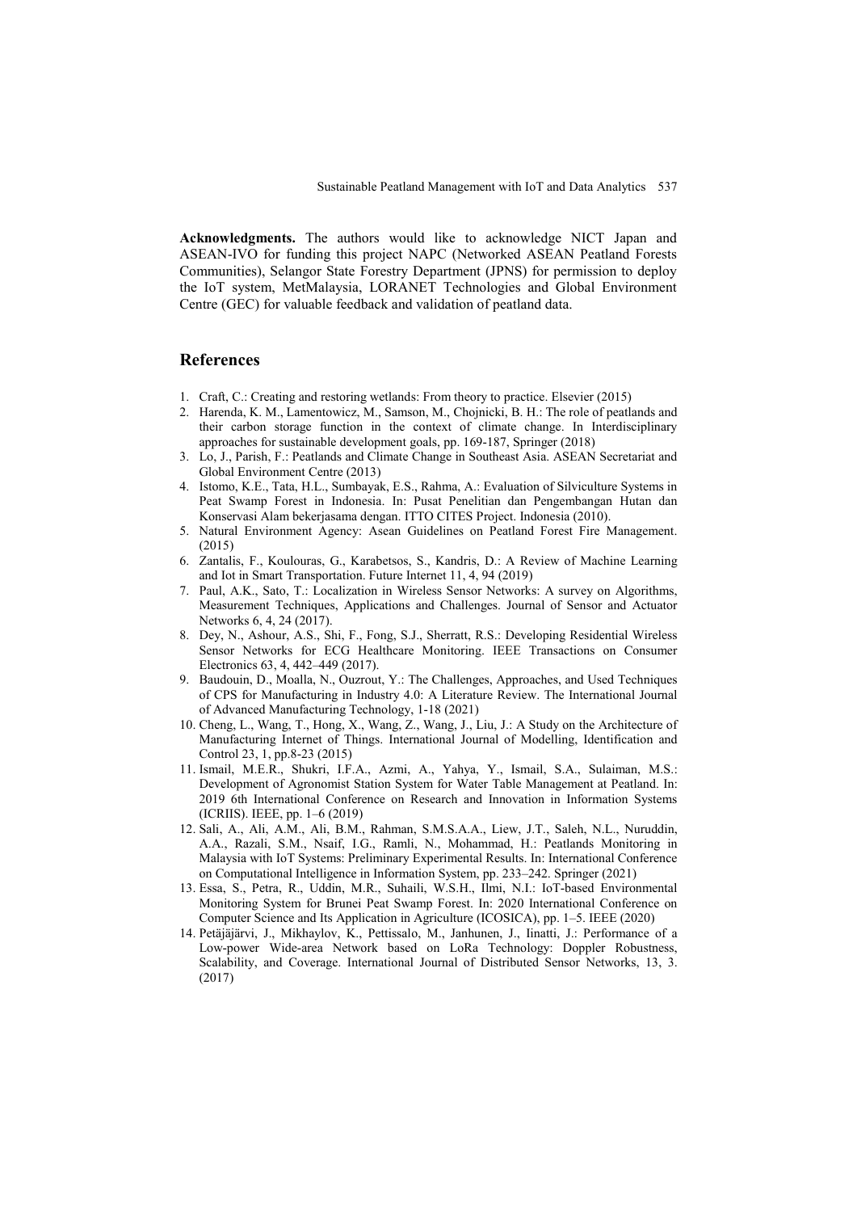**Acknowledgments.** The authors would like to acknowledge NICT Japan and ASEAN-IVO for funding this project NAPC (Networked ASEAN Peatland Forests Communities), Selangor State Forestry Department (JPNS) for permission to deploy the IoT system, MetMalaysia, LORANET Technologies and Global Environment Centre (GEC) for valuable feedback and validation of peatland data.

## References

1. Craft, C.: Creating and restoring wetlands: From theory to practice. Elsevier (2015)
2. Harenda, K. M., Lamentowicz, M., Samson, M., Chojnicki, B. H.: The role of peatlands and their carbon storage function in the context of climate change. In Interdisciplinary approaches for sustainable development goals, pp. 169-187, Springer (2018)
3. Lo, J., Parish, F.: Peatlands and Climate Change in Southeast Asia. ASEAN Secretariat and Global Environment Centre (2013)
4. Istomo, K.E., Tata, H.L., Sumbayak, E.S., Rahma, A.: Evaluation of Silviculture Systems in Peat Swamp Forest in Indonesia. In: Pusat Penelitian dan Pengembangan Hutan dan Konservasi Alam bekerjasama dengan. ITTO CITES Project. Indonesia (2010).
5. Natural Environment Agency: Asean Guidelines on Peatland Forest Fire Management. (2015)
6. Zantalis, F., Koulouras, G., Karabetsos, S., Kandris, D.: A Review of Machine Learning and Iot in Smart Transportation. Future Internet 11, 4, 94 (2019)
7. Paul, A.K., Sato, T.: Localization in Wireless Sensor Networks: A survey on Algorithms, Measurement Techniques, Applications and Challenges. Journal of Sensor and Actuator Networks 6, 4, 24 (2017).
8. Dey, N., Ashour, A.S., Shi, F., Fong, S.J., Sherratt, R.S.: Developing Residential Wireless Sensor Networks for ECG Healthcare Monitoring. IEEE Transactions on Consumer Electronics 63, 4, 442–449 (2017).
9. Baudouin, D., Moalla, N., Ouzrout, Y.: The Challenges, Approaches, and Used Techniques of CPS for Manufacturing in Industry 4.0: A Literature Review. The International Journal of Advanced Manufacturing Technology, 1-18 (2021)
10. Cheng, L., Wang, T., Hong, X., Wang, Z., Wang, J., Liu, J.: A Study on the Architecture of Manufacturing Internet of Things. International Journal of Modelling, Identification and Control 23, 1, pp.8-23 (2015)
11. Ismail, M.E.R., Shukri, I.F.A., Azmi, A., Yahya, Y., Ismail, S.A., Sulaiman, M.S.: Development of Agronomist Station System for Water Table Management at Peatland. In: 2019 6th International Conference on Research and Innovation in Information Systems (ICRIIS). IEEE, pp. 1–6 (2019)
12. Sali, A., Ali, A.M., Ali, B.M., Rahman, S.M.S.A.A., Liew, J.T., Saleh, N.L., Nuruddin, A.A., Razali, S.M., Nsaif, I.G., Ramli, N., Mohammad, H.: Peatlands Monitoring in Malaysia with IoT Systems: Preliminary Experimental Results. In: International Conference on Computational Intelligence in Information System, pp. 233–242. Springer (2021)
13. Essa, S., Petra, R., Uddin, M.R., Suhaili, W.S.H., Ilmi, N.I.: IoT-based Environmental Monitoring System for Brunei Peat Swamp Forest. In: 2020 International Conference on Computer Science and Its Application in Agriculture (ICOSICA), pp. 1–5. IEEE (2020)
14. Petäjäjärvi, J., Mikhaylov, K., Pettissalo, M., Janhunen, J., Iinatti, J.: Performance of a Low-power Wide-area Network based on LoRa Technology: Doppler Robustness, Scalability, and Coverage. International Journal of Distributed Sensor Networks, 13, 3. (2017)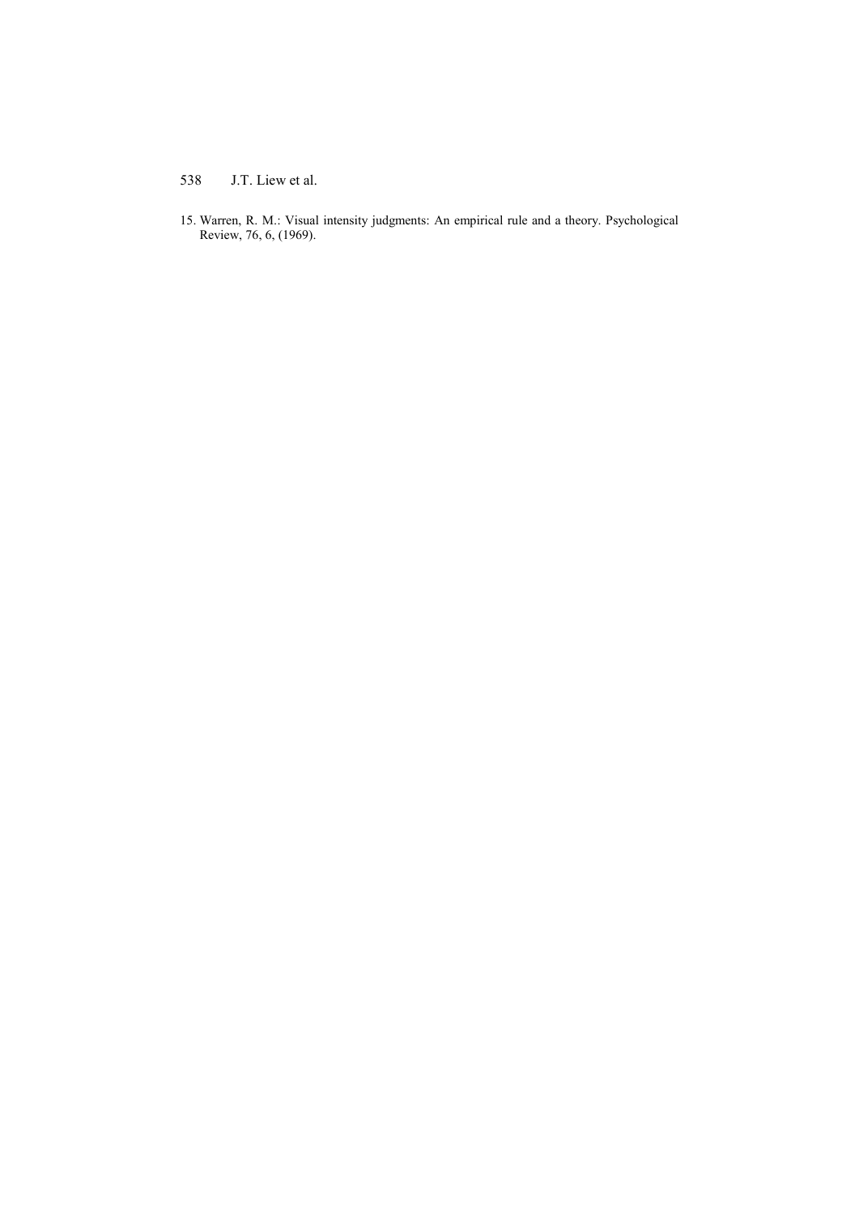15. Warren, R. M.: Visual intensity judgments: An empirical rule and a theory. Psychological Review, 76, 6, (1969).